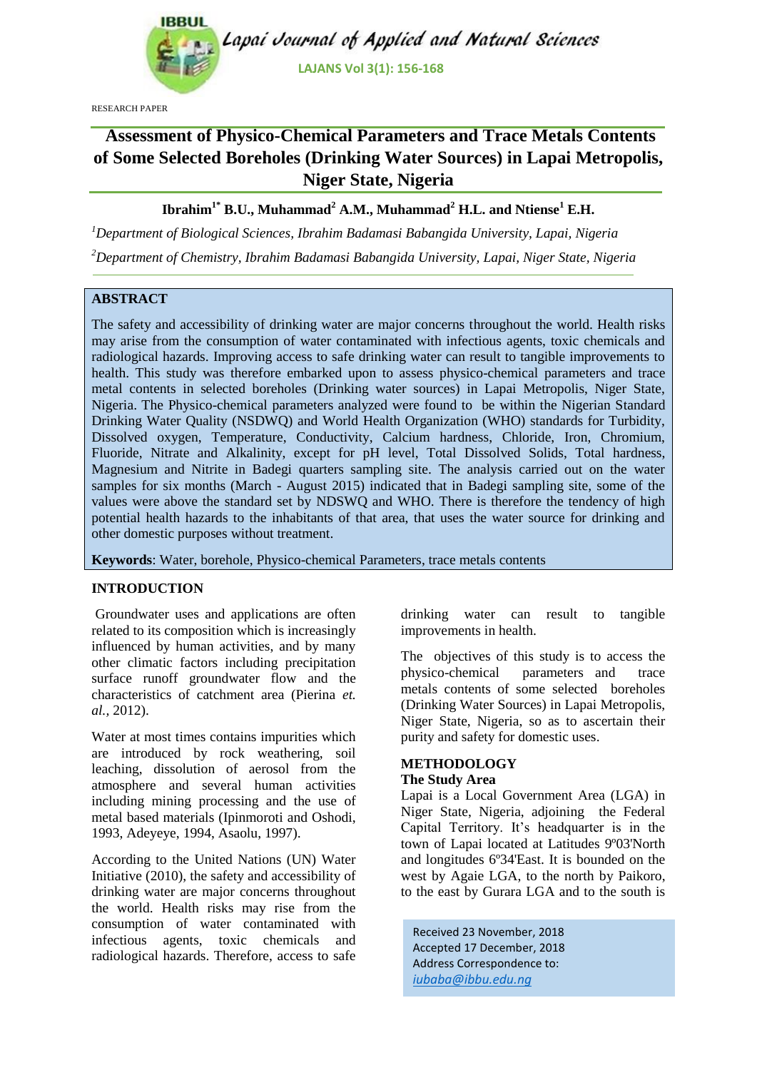RESEARCH PAPER

# Assessment of Physico-Chemical Parameters and Trace Metals Contents of Some Selected Boreholes (Drinking Water Sources) in Lapai Metropolis, Niger State, Nigeria

**Ibrahim[1*] B.U., Muhammad[2] A.M., Muhammad[2] H.L. and Ntiense[1] E.H.**

[1]*Department of Biological Sciences, Ibrahim Badamasi Babangida University, Lapai, Nigeria*

[2]*Department of Chemistry, Ibrahim Badamasi Babangida University, Lapai, Niger State, Nigeria*

## ABSTRACT

The safety and accessibility of drinking water are major concerns throughout the world. Health risks may arise from the consumption of water contaminated with infectious agents, toxic chemicals and radiological hazards. Improving access to safe drinking water can result to tangible improvements to health. This study was therefore embarked upon to assess physico-chemical parameters and trace metal contents in selected boreholes (Drinking water sources) in Lapai Metropolis, Niger State, Nigeria. The Physico-chemical parameters analyzed were found to be within the Nigerian Standard Drinking Water Quality (NSDWQ) and World Health Organization (WHO) standards for Turbidity, Dissolved oxygen, Temperature, Conductivity, Calcium hardness, Chloride, Iron, Chromium, Fluoride, Nitrate and Alkalinity, except for pH level, Total Dissolved Solids, Total hardness, Magnesium and Nitrite in Badegi quarters sampling site. The analysis carried out on the water samples for six months (March - August 2015) indicated that in Badegi sampling site, some of the values were above the standard set by NDSWQ and WHO. There is therefore the tendency of high potential health hazards to the inhabitants of that area, that uses the water source for drinking and other domestic purposes without treatment.

**Keywords**: Water, borehole, Physico-chemical Parameters, trace metals contents

## INTRODUCTION

Groundwater uses and applications are often related to its composition which is increasingly influenced by human activities, and by many other climatic factors including precipitation surface runoff groundwater flow and the characteristics of catchment area (Pierina *et. al.*, 2012).

Water at most times contains impurities which are introduced by rock weathering, soil leaching, dissolution of aerosol from the atmosphere and several human activities including mining processing and the use of metal based materials (Ipinmoroti and Oshodi, 1993, Adeyeye, 1994, Asaolu, 1997).

According to the United Nations (UN) Water Initiative (2010), the safety and accessibility of drinking water are major concerns throughout the world. Health risks may rise from the consumption of water contaminated with infectious agents, toxic chemicals and radiological hazards. Therefore, access to safe drinking water can result to tangible improvements in health.

The objectives of this study is to access the physico-chemical parameters and trace metals contents of some selected boreholes (Drinking Water Sources) in Lapai Metropolis, Niger State, Nigeria, so as to ascertain their purity and safety for domestic uses.

## METHODOLOGY

### The Study Area

Lapai is a Local Government Area (LGA) in Niger State, Nigeria, adjoining the Federal Capital Territory. It's headquarter is in the town of Lapai located at Latitudes 9º03'North and longitudes 6º34'East. It is bounded on the west by Agaie LGA, to the north by Paikoro, to the east by Gurara LGA and to the south is

Received 23 November, 2018
Accepted 17 December, 2018
Address Corresponence to:
*iubaba@ibbu.edu.ng*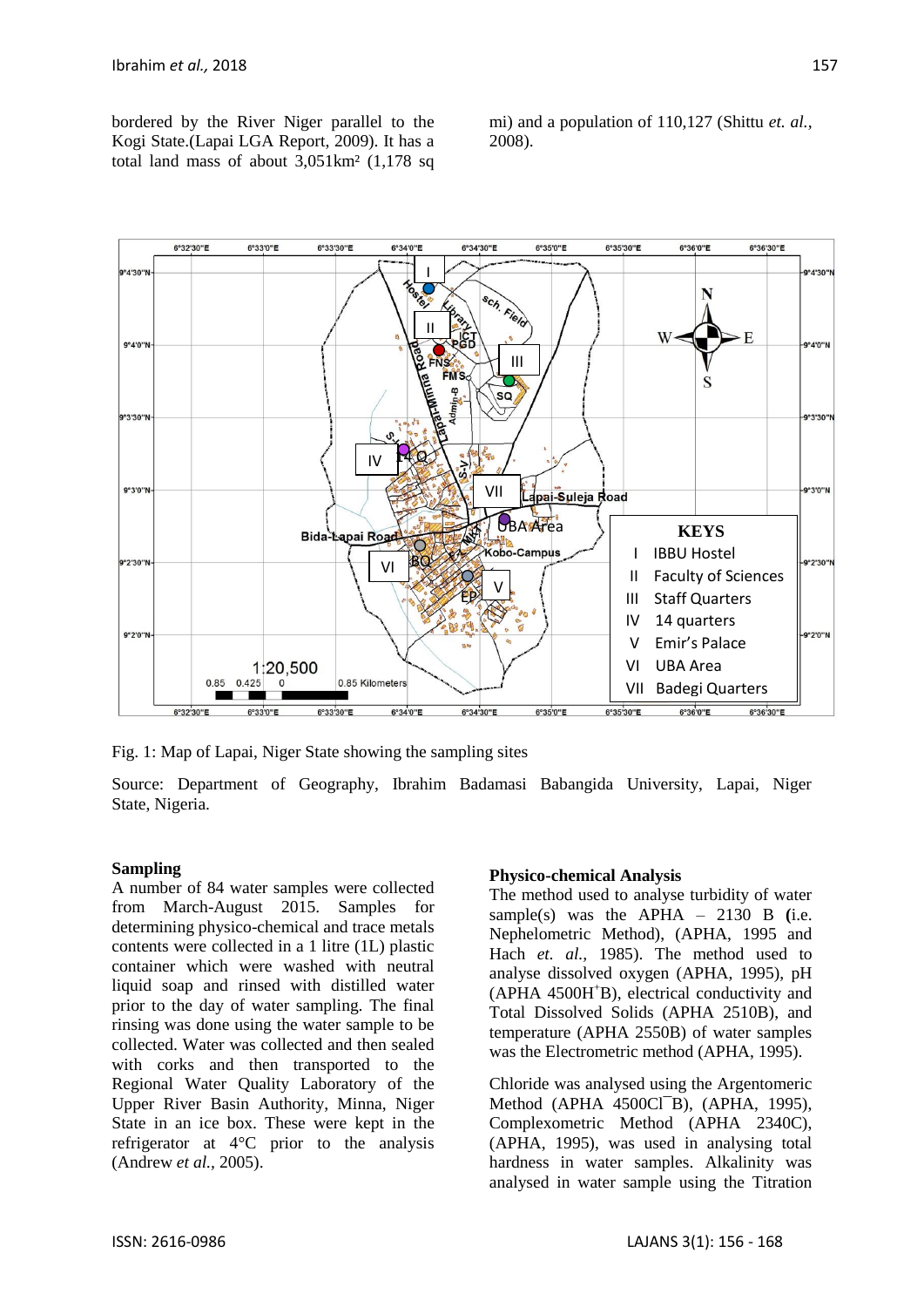bordered by the River Niger parallel to the Kogi State.(Lapai LGA Report, 2009). It has a total land mass of about 3,051km² (1,178 sq mi) and a population of 110,127 (Shittu *et. al.*, 2008).

Fig. 1: Map of Lapai, Niger State showing the sampling sites

Source: Department of Geography, Ibrahim Badamasi Babangida University, Lapai, Niger State, Nigeria.

**Sampling**

A number of 84 water samples were collected from March-August 2015. Samples for determining physico-chemical and trace metals contents were collected in a 1 litre (1L) plastic container which were washed with neutral liquid soap and rinsed with distilled water prior to the day of water sampling. The final rinsing was done using the water sample to be collected. Water was collected and then sealed with corks and then transported to the Regional Water Quality Laboratory of the Upper River Basin Authority, Minna, Niger State in an ice box. These were kept in the refrigerator at 4°C prior to the analysis (Andrew *et al.*, 2005).

**Physico-chemical Analysis**

The method used to analyse turbidity of water sample(s) was the APHA – 2130 B (i.e. Nephelometric Method), (APHA, 1995 and Hach *et. al.*, 1985). The method used to analyse dissolved oxygen (APHA, 1995), pH (APHA 4500H$^+$B), electrical conductivity and Total Dissolved Solids (APHA 2510B), and temperature (APHA 2550B) of water samples was the Electrometric method (APHA, 1995).

Chloride was analysed using the Argentomeric Method (APHA 4500Cl$^-$B), (APHA, 1995), Complexometric Method (APHA 2340C), (APHA, 1995), was used in analysing total hardness in water samples. Alkalinity was analysed in water sample using the Titration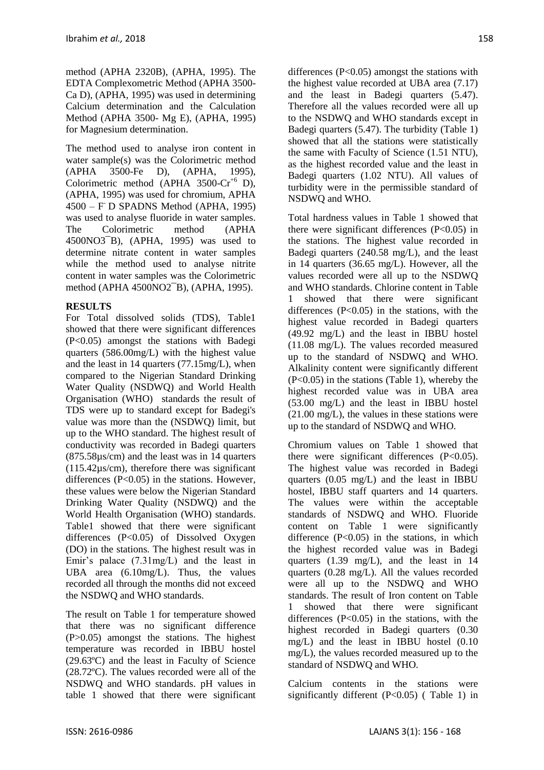method (APHA 2320B), (APHA, 1995). The EDTA Complexometric Method (APHA 3500-Ca D), (APHA, 1995) was used in determining Calcium determination and the Calculation Method (APHA 3500- Mg E), (APHA, 1995) for Magnesium determination.

The method used to analyse iron content in water sample(s) was the Colorimetric method (APHA 3500-Fe D), (APHA, 1995), Colorimetric method (APHA 3500-$Cr^{+6}$ D), (APHA, 1995) was used for chromium, APHA 4500 – $F^-$ D SPADNS Method (APHA, 1995) was used to analyse fluoride in water samples. The Colorimetric method (APHA 4500$NO_3^-$B), (APHA, 1995) was used to determine nitrate content in water samples while the method used to analyse nitrite content in water samples was the Colorimetric method (APHA 4500$NO_2^-$B), (APHA, 1995).

## RESULTS

For Total dissolved solids (TDS), Table1 showed that there were significant differences ($P<0.05$) amongst the stations with Badegi quarters (586.00mg/L) with the highest value and the least in 14 quarters (77.15mg/L), when compared to the Nigerian Standard Drinking Water Quality (NSDWQ) and World Health Organisation (WHO) standards the result of TDS were up to standard except for Badegi's value was more than the (NSDWQ) limit, but up to the WHO standard. The highest result of conductivity was recorded in Badegi quarters (875.58µs/cm) and the least was in 14 quarters (115.42µs/cm), therefore there was significant differences ($P<0.05$) in the stations. However, these values were below the Nigerian Standard Drinking Water Quality (NSDWQ) and the World Health Organisation (WHO) standards. Table1 showed that there were significant differences ($P<0.05$) of Dissolved Oxygen (DO) in the stations. The highest result was in Emir's palace (7.31mg/L) and the least in UBA area (6.10mg/L). Thus, the values recorded all through the months did not exceed the NSDWQ and WHO standards.

The result on Table 1 for temperature showed that there was no significant difference ($P>0.05$) amongst the stations. The highest temperature was recorded in IBBU hostel (29.63ºC) and the least in Faculty of Science (28.72ºC). The values recorded were all of the NSDWQ and WHO standards. pH values in table 1 showed that there were significant differences ($P<0.05$) amongst the stations with the highest value recorded at UBA area (7.17) and the least in Badegi quarters (5.47). Therefore all the values recorded were all up to the NSDWQ and WHO standards except in Badegi quarters (5.47). The turbidity (Table 1) showed that all the stations were statistically the same with Faculty of Science (1.51 NTU), as the highest recorded value and the least in Badegi quarters (1.02 NTU). All values of turbidity were in the permissible standard of NSDWQ and WHO.

Total hardness values in Table 1 showed that there were significant differences ($P<0.05$) in the stations. The highest value recorded in Badegi quarters (240.58 mg/L), and the least in 14 quarters (36.65 mg/L). However, all the values recorded were all up to the NSDWQ and WHO standards. Chlorine content in Table 1 showed that there were significant differences ($P<0.05$) in the stations, with the highest value recorded in Badegi quarters (49.92 mg/L) and the least in IBBU hostel (11.08 mg/L). The values recorded measured up to the standard of NSDWQ and WHO. Alkalinity content were significantly different ($P<0.05$) in the stations (Table 1), whereby the highest recorded value was in UBA area (53.00 mg/L) and the least in IBBU hostel (21.00 mg/L), the values in these stations were up to the standard of NSDWQ and WHO.

Chromium values on Table 1 showed that there were significant differences ($P<0.05$). The highest value was recorded in Badegi quarters (0.05 mg/L) and the least in IBBU hostel, IBBU staff quarters and 14 quarters. The values were within the acceptable standards of NSDWQ and WHO. Fluoride content on Table 1 were significantly difference ($P<0.05$) in the stations, in which the highest recorded value was in Badegi quarters (1.39 mg/L), and the least in 14 quarters (0.28 mg/L). All the values recorded were all up to the NSDWQ and WHO standards. The result of Iron content on Table 1 showed that there were significant differences ($P<0.05$) in the stations, with the highest recorded in Badegi quarters (0.30 mg/L) and the least in IBBU hostel (0.10 mg/L), the values recorded measured up to the standard of NSDWQ and WHO.

Calcium contents in the stations were significantly different ($P<0.05$) ( Table 1) in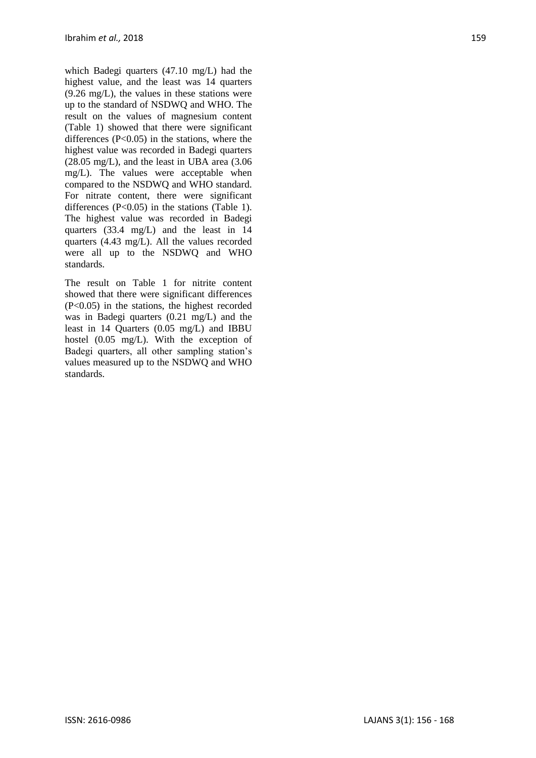which Badegi quarters (47.10 mg/L) had the highest value, and the least was 14 quarters (9.26 mg/L), the values in these stations were up to the standard of NSDWQ and WHO. The result on the values of magnesium content (Table 1) showed that there were significant differences ($P<0.05$) in the stations, where the highest value was recorded in Badegi quarters (28.05 mg/L), and the least in UBA area (3.06 mg/L). The values were acceptable when compared to the NSDWQ and WHO standard. For nitrate content, there were significant differences ($P<0.05$) in the stations (Table 1). The highest value was recorded in Badegi quarters (33.4 mg/L) and the least in 14 quarters (4.43 mg/L). All the values recorded were all up to the NSDWQ and WHO standards.

The result on Table 1 for nitrite content showed that there were significant differences ($P<0.05$) in the stations, the highest recorded was in Badegi quarters (0.21 mg/L) and the least in 14 Quarters (0.05 mg/L) and IBBU hostel (0.05 mg/L). With the exception of Badegi quarters, all other sampling station's values measured up to the NSDWQ and WHO standards.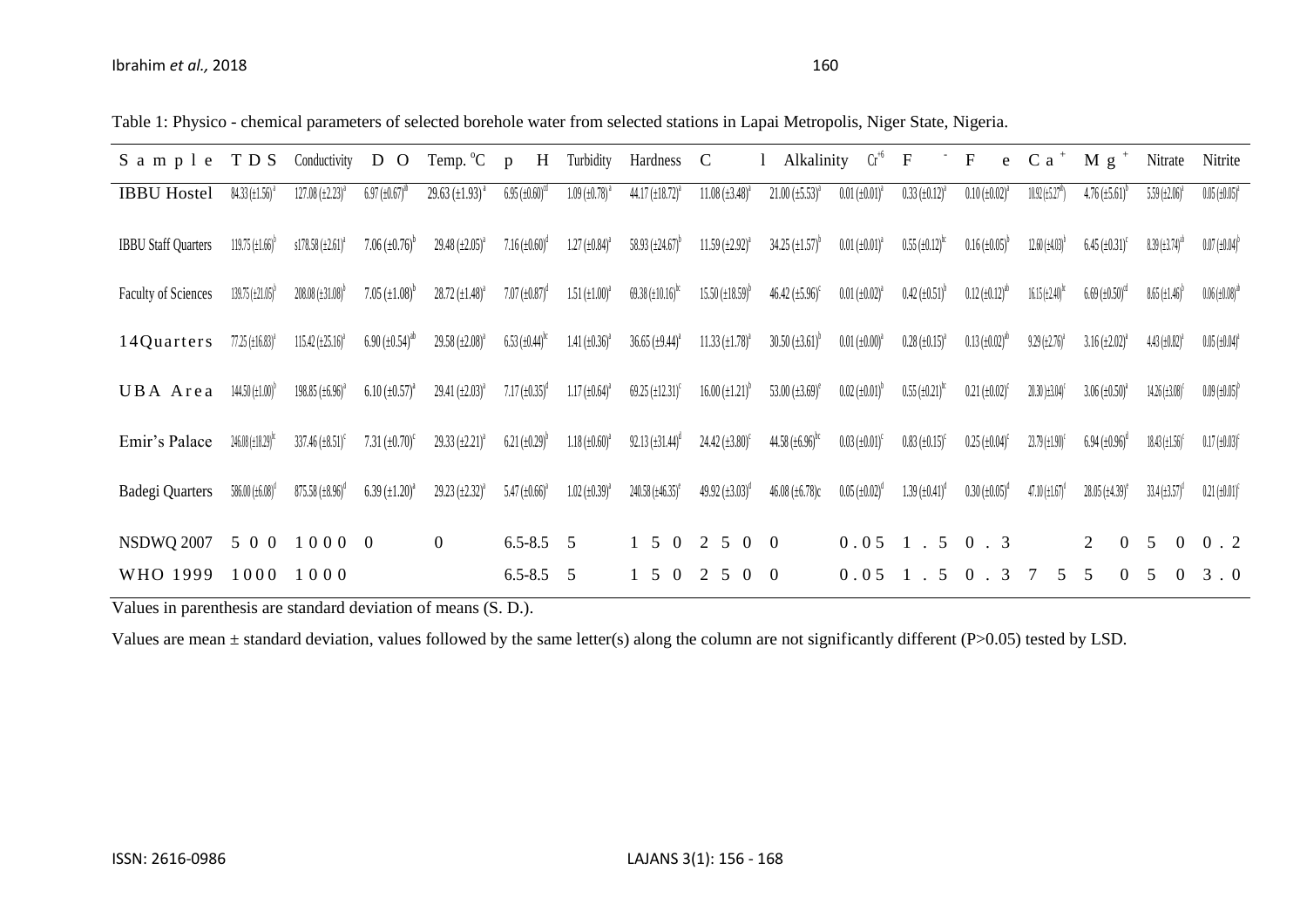Table 1: Physico - chemical parameters of selected borehole water from selected stations in Lapai Metropolis, Niger State, Nigeria.

| Sample | TDS | Conductivity | DO | Temp. °C | pH | Turbidity | Hardness | Cl | Alkalinity | $Cr^{+6}$ | $F^-$ | Fe | $Ca^+$ | $Mg^+$ | Nitrate | Nitrite |
|---|---|---|---|---|---|---|---|---|---|---|---|---|---|---|---|---|
| IBBU Hostel | 84.33 (±1.56)[a] | 127.08 (±2.23)[a] | 6.97 (±0.67)[ab] | 29.63 (±1.93)[a] | 6.95 (±0.60)[cd] | 1.09 (±0.78)[a] | 44.17 (±18.72)[a] | 11.08 (±3.48)[a] | 21.00 (±5.53)[a] | 0.01 (±0.01)[a] | 0.33 (±0.12)[a] | 0.10 (±0.02)[a] | 10.92 (±5.27[ab]) | 4.76 (±5.61)[b] | 5.59 (±2.06)[a] | 0.05 (±0.05)[a] |
| IBBU Staff Quarters | 119.75 (±1.66)[b] | s178.58 (±2.61)[a] | 7.06 (±0.76)[b] | 29.48 (±2.05)[a] | 7.16 (±0.60)[d] | 1.27 (±0.84)[a] | 58.93 (±24.67)[b] | 11.59 (±2.92)[a] | 34.25 (±1.57)[b] | 0.01 (±0.01)[a] | 0.55 (±0.12)[bc] | 0.16 (±0.05)[b] | 12.60 (±4.03)[b] | 6.45 (±0.31)[c] | 8.39 (±3.74)[ab] | 0.07 (±0.04)[b] |
| Faculty of Sciences | 139.75 (±21.05)[b] | 208.08 (±31.08)[b] | 7.05 (±1.08)[b] | 28.72 (±1.48)[a] | 7.07 (±0.87)[d] | 1.51 (±1.00)[a] | 69.38 (±10.16)[bc] | 15.50 (±18.59)[b] | 46.42 (±5.96)[c] | 0.01 (±0.02)[a] | 0.42 (±0.51)[b] | 0.12 (±0.12)[ab] | 16.15 (±2.40)[bc] | 6.69 (±0.50)[cd] | 8.65 (±1.46)[b] | 0.06 (±0.08)[ab] |
| 14Quarters | 77.25 (±16.83)[a] | 115.42 (±25.16)[a] | 6.90 (±0.54)[ab] | 29.58 (±2.08)[a] | 6.53 (±0.44)[bc] | 1.41 (±0.36)[a] | 36.65 (±9.44)[a] | 11.33 (±1.78)[a] | 30.50 (±3.61)[b] | 0.01 (±0.00)[a] | 0.28 (±0.15)[a] | 0.13 (±0.02)[ab] | 9.29 (±2.76)[a] | 3.16 (±2.02)[a] | 4.43 (±0.82)[a] | 0.05 (±0.04)[a] |
| UBA Area | 144.50 (±1.00)[b] | 198.85 (±6.96)[a] | 6.10 (±0.57)[a] | 29.41 (±2.03)[a] | 7.17 (±0.35)[d] | 1.17 (±0.64)[a] | 69.25 (±12.31)[c] | 16.00 (±1.21)[b] | 53.00 (±3.69)[e] | 0.02 (±0.01)[b] | 0.55 (±0.21)[bc] | 0.21 (±0.02)[c] | 20.30 (±3.04)[c] | 3.06 (±0.50)[a] | 14.26 (±3.08)[c] | 0.09 (±0.05)[b] |
| Emir's Palace | 246.08 (±18.29)[bc] | 337.46 (±8.51)[c] | 7.31 (±0.70)[c] | 29.33 (±2.21)[a] | 6.21 (±0.29)[b] | 1.18 (±0.60)[a] | 92.13 (±31.44)[d] | 24.42 (±3.80)[c] | 44.58 (±6.96)[bc] | 0.03 (±0.01)[c] | 0.83 (±0.15)[c] | 0.25 (±0.04)[c] | 23.79 (±1.90)[c] | 6.94 (±0.96)[d] | 18.43 (±1.56)[c] | 0.17 (±0.03)[c] |
| Badegi Quarters | 586.00 (±6.08)[d] | 875.58 (±8.96)[d] | 6.39 (±1.20)[a] | 29.23 (±2.32)[a] | 5.47 (±0.66)[a] | 1.02 (±0.39)[a] | 240.58 (±46.35)[e] | 49.92 (±3.03)[d] | 46.08 (±6.78)c | 0.05 (±0.02)[d] | 1.39 (±0.41)[d] | 0.30 (±0.05)[d] | 47.10 (±1.67)[d] | 28.05 (±4.39)[e] | 33.4 (±3.57)[d] | 0.21 (±0.01)[c] |
| NSDWQ 2007 | 500 | 1000 | 0 | 0 | 6.5-8.5 | 5 | 150 | 250 | 0 | 0.05 | 1.5 | 0.3 | | 20 | 50 | 0.2 |
| WHO 1999 | 1000 | 1000 | | | 6.5-8.5 | 5 | 150 | 250 | 0 | 0.05 | 1.5 | 0.3 | 75 | 50 | 50 | 3.0 |

Values in parenthesis are standard deviation of means (S. D.).

Values are mean ± standard deviation, values followed by the same letter(s) along the column are not significantly different (P>0.05) tested by LSD.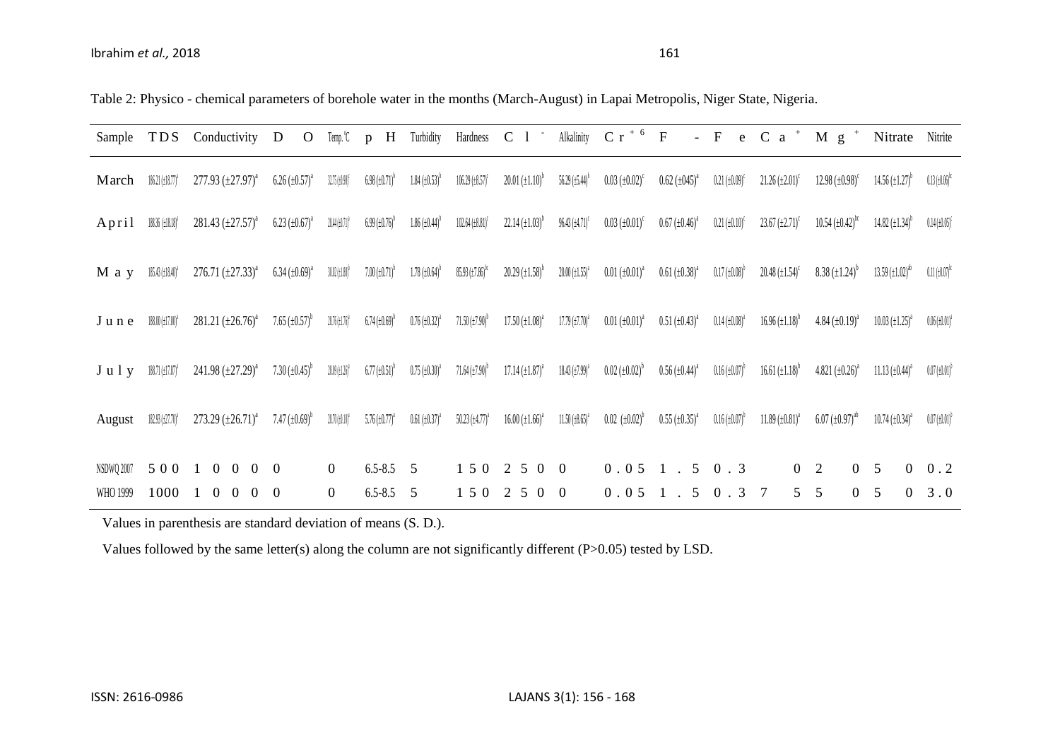Table 2: Physico - chemical parameters of borehole water in the months (March-August) in Lapai Metropolis, Niger State, Nigeria.

| Sample | TDS | Conductivity | DO | Temp. °C | pH | Turbidity | Hardness | $Cl^-$ | Alkalinity | $Cr^{+6}$ | $F^-$ | Fe | $Ca^+$ | $Mg^+$ | Nitrate | Nitrite |
|---|---|---|---|---|---|---|---|---|---|---|---|---|---|---|---|---|
| March | 186.21 (±18.77)$^{a}$ | 277.93 (±27.97)$^{a}$ | 6.26 (±0.57)$^{a}$ | 32.75 (±0.98)$^{c}$ | 6.98 (±0.71)$^{b}$ | 1.84 (±0.53)$^{b}$ | 106.29 (±8.57)$^{c}$ | 20.01 (±1.10)$^{b}$ | 56.29 (±5.44)$^{b}$ | 0.03 (±0.02)$^{c}$ | 0.62 (±045)$^{a}$ | 0.21 (±0.09)$^{c}$ | 21.26 (±2.01)$^{c}$ | 12.98 (±0.98)$^{c}$ | 14.56 (±1.27)$^{b}$ | 0.13 (±0.06)$^{bc}$ |
| April | 188.36 (±18.18)$^{a}$ | 281.43 (±27.57)$^{a}$ | 6.23 (±0.67)$^{a}$ | 28.44 (±0.71)$^{a}$ | 6.99 (±0.76)$^{b}$ | 1.86 (±0.44)$^{b}$ | 102.64 (±8.81)$^{c}$ | 22.14 (±1.03)$^{b}$ | 96.43 (±4.71)$^{c}$ | 0.03 (±0.01)$^{c}$ | 0.67 (±0.46)$^{a}$ | 0.21 (±0.10)$^{c}$ | 23.67 (±2.71)$^{c}$ | 10.54 (±0.42)$^{bc}$ | 14.82 (±1.34)$^{b}$ | 0.14 (±0.05)$^{c}$ |
| May | 185.43 (±18.40)$^{a}$ | 276.71 (±27.33)$^{a}$ | 6.34 (±0.69)$^{a}$ | 30.02 (±1.88)$^{b}$ | 7.00 (±0.71)$^{b}$ | 1.78 (±0.64)$^{b}$ | 85.93 (±7.86)$^{bc}$ | 20.29 (±1.58)$^{b}$ | 20.00 (±1.55)$^{a}$ | 0.01 (±0.01)$^{a}$ | 0.61 (±0.38)$^{a}$ | 0.17 (±0.08)$^{b}$ | 20.48 (±1.54)$^{c}$ | 8.38 (±1.24)$^{b}$ | 13.59 (±1.02)$^{ab}$ | 0.11 (±0.07)$^{bc}$ |
| June | 188.00 (±17.00)$^{a}$ | 281.21 (±26.76)$^{a}$ | 7.65 (±0.57)$^{b}$ | 28.76 (±1.76)$^{a}$ | 6.74 (±0.69)$^{b}$ | 0.76 (±0.32)$^{a}$ | 71.50 (±7.90)$^{b}$ | 17.50 (±1.08)$^{a}$ | 17.79 (±7.70)$^{a}$ | 0.01 (±0.01)$^{a}$ | 0.51 (±0.43)$^{a}$ | 0.14 (±0.08)$^{a}$ | 16.96 (±1.18)$^{b}$ | 4.84 (±0.19)$^{a}$ | 10.03 (±1.25)$^{a}$ | 0.06 (±0.01)$^{a}$ |
| July | 188.71 (±17.87)$^{a}$ | 241.98 (±27.29)$^{a}$ | 7.30 (±0.45)$^{b}$ | 28.09 (±1.26)$^{a}$ | 6.77 (±0.51)$^{b}$ | 0.75 (±0.30)$^{a}$ | 71.64 (±7.90)$^{b}$ | 17.14 (±1.87)$^{a}$ | 18.43 (±7.99)$^{a}$ | 0.02 (±0.02)$^{b}$ | 0.56 (±0.44)$^{a}$ | 0.16 (±0.07)$^{b}$ | 16.61 (±1.18)$^{b}$ | 4.821 (±0.26)$^{a}$ | 11.13 (±0.44)$^{a}$ | 0.07 (±0.01)$^{b}$ |
| August | 182.93 (±27.70)$^{a}$ | 273.29 (±26.71)$^{a}$ | 7.47 (±0.69)$^{b}$ | 28.70 (±1.10)$^{a}$ | 5.76 (±0.77)$^{a}$ | 0.61 (±0.37)$^{a}$ | 50.23 (±4.77)$^{a}$ | 16.00 (±1.66)$^{a}$ | 11.50 (±8.65)$^{a}$ | 0.02 (±0.02)$^{b}$ | 0.55 (±0.35)$^{a}$ | 0.16 (±0.07)$^{b}$ | 11.89 (±0.81)$^{a}$ | 6.07 (±0.97)$^{ab}$ | 10.74 (±0.34)$^{a}$ | 0.07 (±0.01)$^{b}$ |
| NSDWQ 2007 | 500 | 1000 | 0 | 0 | 6.5-8.5 | 5 | 150 | 250 | 0 | 0.05 | 1.5 | 0.3 | 0 | 20 | 50 | 0.2 |
| WHO 1999 | 1000 | 1000 | 0 | 0 | 6.5-8.5 | 5 | 150 | 250 | 0 | 0.05 | 1.5 | 0.3 | 75 | 50 | 50 | 3.0 |

Values in parenthesis are standard deviation of means (S. D.).

Values followed by the same letter(s) along the column are not significantly different (P>0.05) tested by LSD.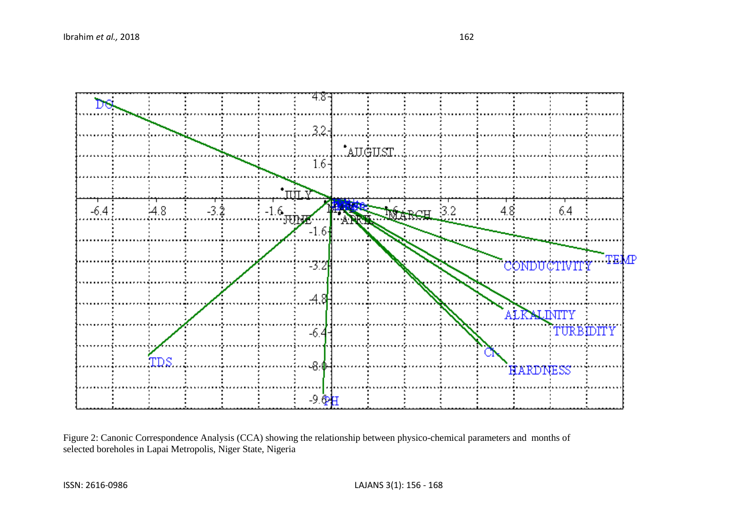Figure 2: Canonic Correspondence Analysis (CCA) showing the relationship between physico-chemical parameters and months of selected boreholes in Lapai Metropolis, Niger State, Nigeria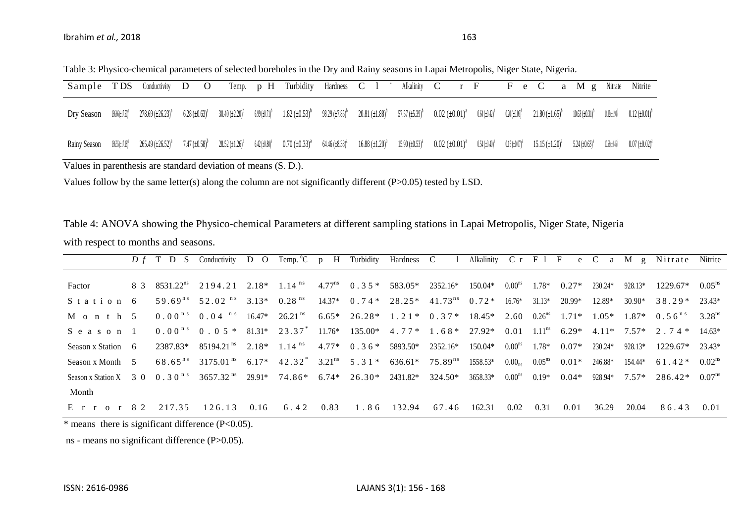Table 3: Physico-chemical parameters of selected boreholes in the Dry and Rainy seasons in Lapai Metropolis, Niger State, Nigeria.

| Sample | TDS | Conductivity | DO | Temp. | pH | Turbidity | Hardness | $Cl^-$ | Alkalinity | Cr | F | Fe | Ca | Mg | Nitrate | Nitrite |
|---|---|---|---|---|---|---|---|---|---|---|---|---|---|---|---|---|
| Dry Season | 186.66 (±17.60)[f] | 278.69 (±26.23)[a] | 6.28 (±0.63)[a] | 30.40 (±2.20)[b] | 6.99 (±0.71)[b] | 1.82 (±0.53)[b] | 98.29 (±7.85)[b] | 20.81 (±1.88)[b] | 57.57 (±5.39)[b] | 0.02 (±0.01)[a] | 0.64 (±0.42)[b] | 0.20 (±0.09)[b] | 21.80 (±1.65)[b] | 10.63 (±0.31)[b] | 14.33 (±1.94)[c] | 0.12 (±0.01)[b] |
| Rainy Season | 186.55 (±17.18)[f] | 265.49 (±26.52)[a] | 7.47 (±0.58)[b] | 28.52 (±1.26)[a] | 6.42 (±0.80)[a] | 0.70 (±0.33)[a] | 64.46 (±8.38)[a] | 16.88 (±1.20)[a] | 15.90 (±0.53)[a] | 0.02 (±0.01)[a] | 0.54 (±0.40)[a] | 0.15 (±0.07)[a] | 15.15 (±1.20)[a] | 5.24 (±0.63)[a] | 10.03 (±1.48)[c] | 0.07 (±0.02)[a] |

Values in parenthesis are standard deviation of means (S. D.).

Values follow by the same letter(s) along the column are not significantly different (P>0.05) tested by LSD.

Table 4: ANOVA showing the Physico-chemical Parameters at different sampling stations in Lapai Metropolis, Niger State, Nigeria with respect to months and seasons.

| | *Df* | TDS | Conductivity | DO | Temp. °C | pH | Turbidity | Hardness | Cl | Alkalinity | Cr | Fl | Fe | Ca | Mg | Nitrate | Nitrite |
|---|---|---|---|---|---|---|---|---|---|---|---|---|---|---|---|---|---|
| Factor | 83 | 8531.22[ns] | 2194.21 | 2.18* | 1.14[ns] | 4.77[ns] | 0.35* | 583.05* | 2352.16* | 150.04* | 0.00[ns] | 1.78* | 0.27* | 230.24* | 928.13* | 1229.67* | 0.05[ns] |
| Station | 6 | 59.69[ns] | 52.02[ns] | 3.13* | 0.28[ns] | 14.37* | 0.74* | 28.25* | 41.73[ns] | 0.72* | 16.76* | 31.13* | 20.99* | 12.89* | 30.90* | 38.29* | 23.43* |
| Month | 5 | 0.00[ns] | 0.04[ns] | 16.47* | 26.21[ns] | 6.65* | 26.28* | 1.21* | 0.37* | 18.45* | 2.60 | 0.26[ns] | 1.71* | 1.05* | 1.87* | 0.56[ns] | 3.28[ns] |
| Season | 1 | 0.00[ns] | 0.05* | 81.31* | 23.37* | 11.76* | 135.00* | 4.77* | 1.68* | 27.92* | 0.01 | 1.11[ns] | 6.29* | 4.11* | 7.57* | 2.74* | 14.63* |
| Season x Station | 6 | 2387.83* | 85194.21[ns] | 2.18* | 1.14[ns] | 4.77* | 0.36* | 5893.50* | 2352.16* | 150.04* | 0.00[ns] | 1.78* | 0.07* | 230.24* | 928.13* | 1229.67* | 23.43* |
| Season x Month | 5 | 68.65[ns] | 3175.01[ns] | 6.17* | 42.32* | 3.21[ns] | 5.31* | 636.61* | 75.89[ns] | 1558.53* | 0.00[ns] | 0.05[ns] | 0.01* | 246.88* | 154.44* | 61.42* | 0.02[ns] |
| Season x Station X Month | 30 | 0.30[ns] | 3657.32[ns] | 29.91* | 74.86* | 6.74* | 26.30* | 2431.82* | 324.50* | 3658.33* | 0.00[ns] | 0.19* | 0.04* | 928.94* | 7.57* | 286.42* | 0.07[ns] |
| Error | 82 | 217.35 | 126.13 | 0.16 | 6.42 | 0.83 | 1.86 | 132.94 | 67.46 | 162.31 | 0.02 | 0.31 | 0.01 | 36.29 | 20.04 | 86.43 | 0.01 |

\* means there is significant difference (P<0.05).

ns - means no significant difference (P>0.05).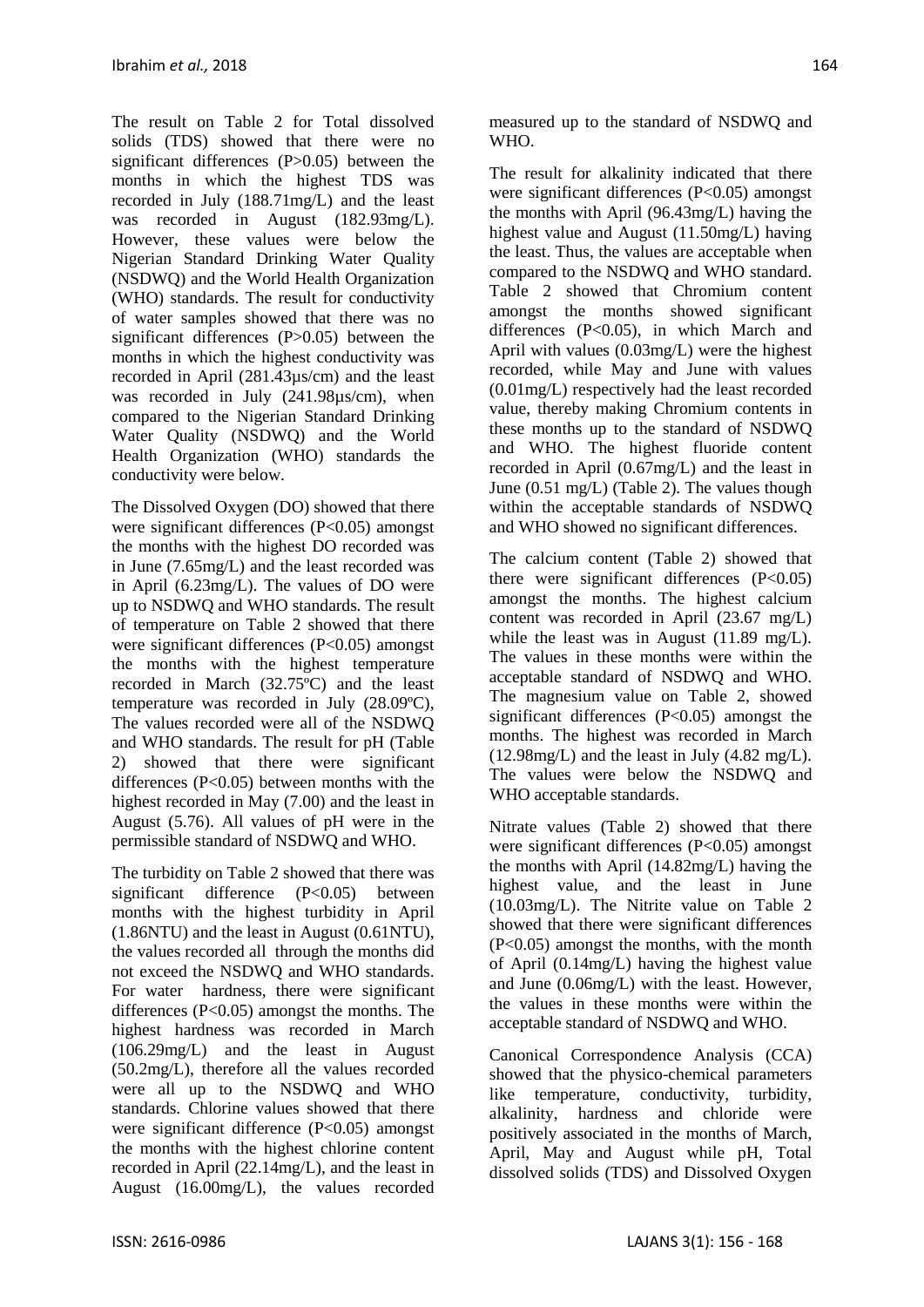The result on Table 2 for Total dissolved solids (TDS) showed that there were no significant differences (P>0.05) between the months in which the highest TDS was recorded in July (188.71mg/L) and the least was recorded in August (182.93mg/L). However, these values were below the Nigerian Standard Drinking Water Quality (NSDWQ) and the World Health Organization (WHO) standards. The result for conductivity of water samples showed that there was no significant differences (P>0.05) between the months in which the highest conductivity was recorded in April (281.43µs/cm) and the least was recorded in July (241.98µs/cm), when compared to the Nigerian Standard Drinking Water Quality (NSDWQ) and the World Health Organization (WHO) standards the conductivity were below.

The Dissolved Oxygen (DO) showed that there were significant differences (P<0.05) amongst the months with the highest DO recorded was in June (7.65mg/L) and the least recorded was in April (6.23mg/L). The values of DO were up to NSDWQ and WHO standards. The result of temperature on Table 2 showed that there were significant differences (P<0.05) amongst the months with the highest temperature recorded in March (32.75ºC) and the least temperature was recorded in July (28.09ºC), The values recorded were all of the NSDWQ and WHO standards. The result for pH (Table 2) showed that there were significant differences (P<0.05) between months with the highest recorded in May (7.00) and the least in August (5.76). All values of pH were in the permissible standard of NSDWQ and WHO.

The turbidity on Table 2 showed that there was significant difference (P<0.05) between months with the highest turbidity in April (1.86NTU) and the least in August (0.61NTU), the values recorded all through the months did not exceed the NSDWQ and WHO standards. For water hardness, there were significant differences (P<0.05) amongst the months. The highest hardness was recorded in March (106.29mg/L) and the least in August (50.2mg/L), therefore all the values recorded were all up to the NSDWQ and WHO standards. Chlorine values showed that there were significant difference (P<0.05) amongst the months with the highest chlorine content recorded in April (22.14mg/L), and the least in August (16.00mg/L), the values recorded measured up to the standard of NSDWQ and WHO.

The result for alkalinity indicated that there were significant differences (P<0.05) amongst the months with April (96.43mg/L) having the highest value and August (11.50mg/L) having the least. Thus, the values are acceptable when compared to the NSDWQ and WHO standard. Table 2 showed that Chromium content amongst the months showed significant differences (P<0.05), in which March and April with values (0.03mg/L) were the highest recorded, while May and June with values (0.01mg/L) respectively had the least recorded value, thereby making Chromium contents in these months up to the standard of NSDWQ and WHO. The highest fluoride content recorded in April (0.67mg/L) and the least in June (0.51 mg/L) (Table 2). The values though within the acceptable standards of NSDWQ and WHO showed no significant differences.

The calcium content (Table 2) showed that there were significant differences (P<0.05) amongst the months. The highest calcium content was recorded in April (23.67 mg/L) while the least was in August (11.89 mg/L). The values in these months were within the acceptable standard of NSDWQ and WHO. The magnesium value on Table 2, showed significant differences (P<0.05) amongst the months. The highest was recorded in March (12.98mg/L) and the least in July (4.82 mg/L). The values were below the NSDWQ and WHO acceptable standards.

Nitrate values (Table 2) showed that there were significant differences (P<0.05) amongst the months with April (14.82mg/L) having the highest value, and the least in June (10.03mg/L). The Nitrite value on Table 2 showed that there were significant differences (P<0.05) amongst the months, with the month of April (0.14mg/L) having the highest value and June (0.06mg/L) with the least. However, the values in these months were within the acceptable standard of NSDWQ and WHO.

Canonical Correspondence Analysis (CCA) showed that the physico-chemical parameters like temperature, conductivity, turbidity, alkalinity, hardness and chloride were positively associated in the months of March, April, May and August while pH, Total dissolved solids (TDS) and Dissolved Oxygen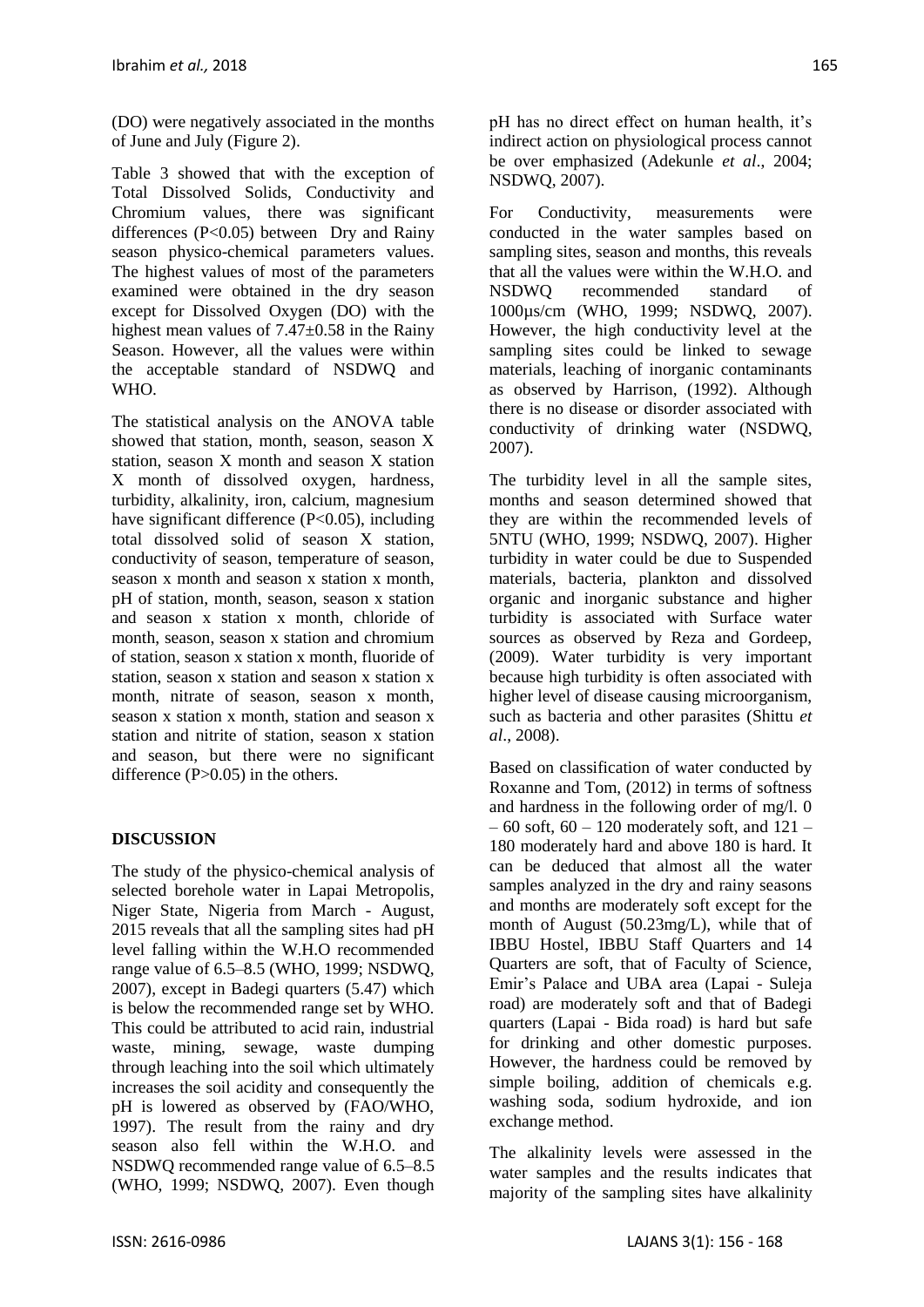(DO) were negatively associated in the months of June and July (Figure 2).

Table 3 showed that with the exception of Total Dissolved Solids, Conductivity and Chromium values, there was significant differences ($P<0.05$) between Dry and Rainy season physico-chemical parameters values. The highest values of most of the parameters examined were obtained in the dry season except for Dissolved Oxygen (DO) with the highest mean values of $7.47\pm0.58$ in the Rainy Season. However, all the values were within the acceptable standard of NSDWQ and WHO.

The statistical analysis on the ANOVA table showed that station, month, season, season X station, season X month and season X station X month of dissolved oxygen, hardness, turbidity, alkalinity, iron, calcium, magnesium have significant difference ($P<0.05$), including total dissolved solid of season X station, conductivity of season, temperature of season, season x month and season x station x month, pH of station, month, season, season x station and season x station x month, chloride of month, season, season x station and chromium of station, season x station x month, fluoride of station, season x station and season x station x month, nitrate of season, season x month, season x station x month, station and season x station and nitrite of station, season x station and season, but there were no significant difference ($P>0.05$) in the others.

## DISCUSSION

The study of the physico-chemical analysis of selected borehole water in Lapai Metropolis, Niger State, Nigeria from March - August, 2015 reveals that all the sampling sites had pH level falling within the W.H.O recommended range value of 6.5–8.5 (WHO, 1999; NSDWQ, 2007), except in Badegi quarters (5.47) which is below the recommended range set by WHO. This could be attributed to acid rain, industrial waste, mining, sewage, waste dumping through leaching into the soil which ultimately increases the soil acidity and consequently the pH is lowered as observed by (FAO/WHO, 1997). The result from the rainy and dry season also fell within the W.H.O. and NSDWQ recommended range value of 6.5–8.5 (WHO, 1999; NSDWQ, 2007). Even though pH has no direct effect on human health, it's indirect action on physiological process cannot be over emphasized (Adekunle *et al*., 2004; NSDWQ, 2007).

For Conductivity, measurements were conducted in the water samples based on sampling sites, season and months, this reveals that all the values were within the W.H.O. and NSDWQ recommended standard of 1000µs/cm (WHO, 1999; NSDWQ, 2007). However, the high conductivity level at the sampling sites could be linked to sewage materials, leaching of inorganic contaminants as observed by Harrison, (1992). Although there is no disease or disorder associated with conductivity of drinking water (NSDWQ, 2007).

The turbidity level in all the sample sites, months and season determined showed that they are within the recommended levels of 5NTU (WHO, 1999; NSDWQ, 2007). Higher turbidity in water could be due to Suspended materials, bacteria, plankton and dissolved organic and inorganic substance and higher turbidity is associated with Surface water sources as observed by Reza and Gordeep, (2009). Water turbidity is very important because high turbidity is often associated with higher level of disease causing microorganism, such as bacteria and other parasites (Shittu *et al*., 2008).

Based on classification of water conducted by Roxanne and Tom, (2012) in terms of softness and hardness in the following order of mg/l. 0 – 60 soft, 60 – 120 moderately soft, and 121 – 180 moderately hard and above 180 is hard. It can be deduced that almost all the water samples analyzed in the dry and rainy seasons and months are moderately soft except for the month of August (50.23mg/L), while that of IBBU Hostel, IBBU Staff Quarters and 14 Quarters are soft, that of Faculty of Science, Emir's Palace and UBA area (Lapai - Suleja road) are moderately soft and that of Badegi quarters (Lapai - Bida road) is hard but safe for drinking and other domestic purposes. However, the hardness could be removed by simple boiling, addition of chemicals e.g. washing soda, sodium hydroxide, and ion exchange method.

The alkalinity levels were assessed in the water samples and the results indicates that majority of the sampling sites have alkalinity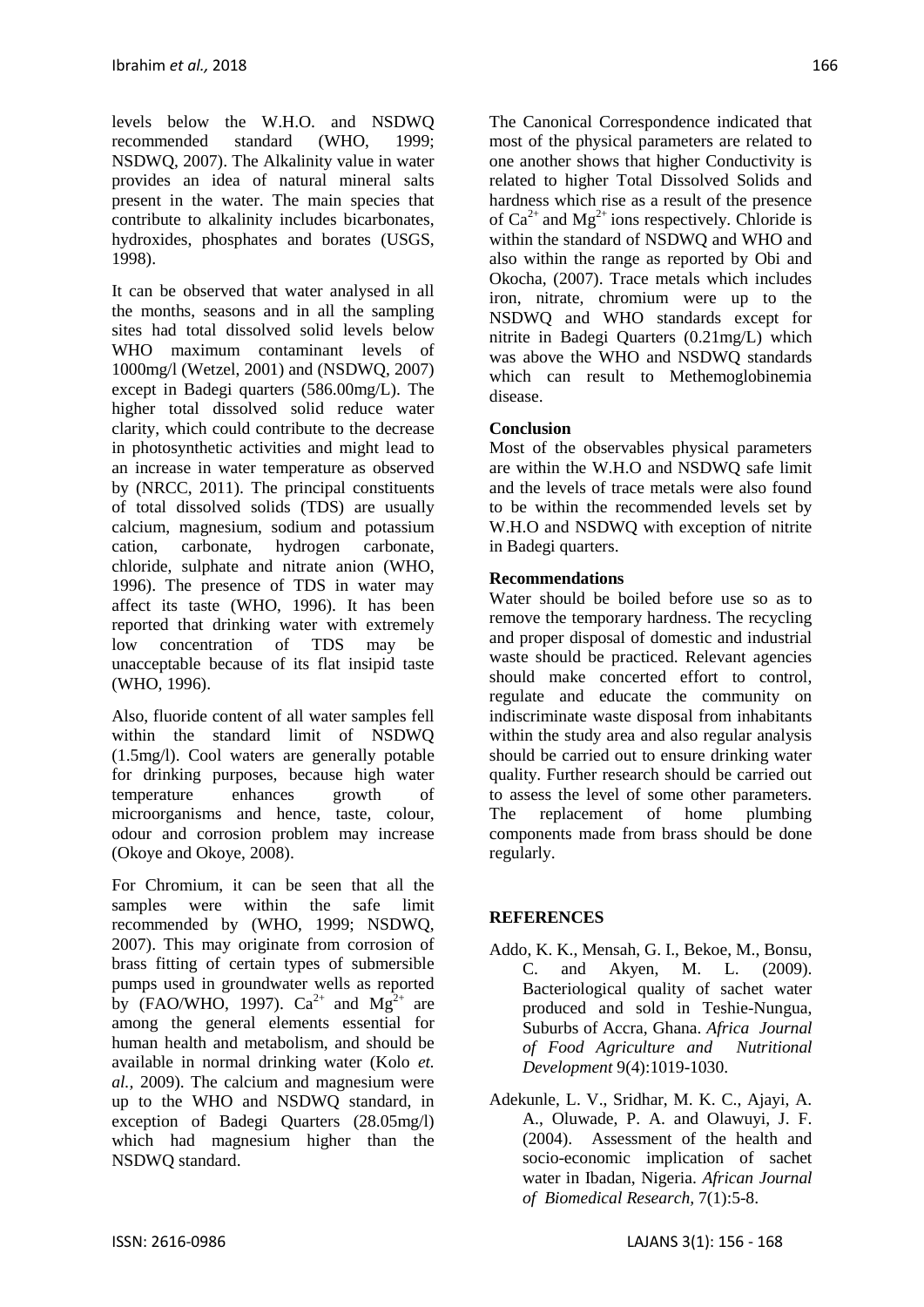levels below the W.H.O. and NSDWQ recommended standard (WHO, 1999; NSDWQ, 2007). The Alkalinity value in water provides an idea of natural mineral salts present in the water. The main species that contribute to alkalinity includes bicarbonates, hydroxides, phosphates and borates (USGS, 1998).

It can be observed that water analysed in all the months, seasons and in all the sampling sites had total dissolved solid levels below WHO maximum contaminant levels of 1000mg/l (Wetzel, 2001) and (NSDWQ, 2007) except in Badegi quarters (586.00mg/L). The higher total dissolved solid reduce water clarity, which could contribute to the decrease in photosynthetic activities and might lead to an increase in water temperature as observed by (NRCC, 2011). The principal constituents of total dissolved solids (TDS) are usually calcium, magnesium, sodium and potassium cation, carbonate, hydrogen carbonate, chloride, sulphate and nitrate anion (WHO, 1996). The presence of TDS in water may affect its taste (WHO, 1996). It has been reported that drinking water with extremely low concentration of TDS may be unacceptable because of its flat insipid taste (WHO, 1996).

Also, fluoride content of all water samples fell within the standard limit of NSDWQ (1.5mg/l). Cool waters are generally potable for drinking purposes, because high water temperature enhances growth of microorganisms and hence, taste, colour, odour and corrosion problem may increase (Okoye and Okoye, 2008).

For Chromium, it can be seen that all the samples were within the safe limit recommended by (WHO, 1999; NSDWQ, 2007). This may originate from corrosion of brass fitting of certain types of submersible pumps used in groundwater wells as reported by (FAO/WHO, 1997). $Ca^{2+}$ and $Mg^{2+}$ are among the general elements essential for human health and metabolism, and should be available in normal drinking water (Kolo *et. al.*, 2009). The calcium and magnesium were up to the WHO and NSDWQ standard, in exception of Badegi Quarters (28.05mg/l) which had magnesium higher than the NSDWQ standard.

The Canonical Correspondence indicated that most of the physical parameters are related to one another shows that higher Conductivity is related to higher Total Dissolved Solids and hardness which rise as a result of the presence of $Ca^{2+}$ and $Mg^{2+}$ ions respectively. Chloride is within the standard of NSDWQ and WHO and also within the range as reported by Obi and Okocha, (2007). Trace metals which includes iron, nitrate, chromium were up to the NSDWQ and WHO standards except for nitrite in Badegi Quarters (0.21mg/L) which was above the WHO and NSDWQ standards which can result to Methemoglobinemia disease.

## Conclusion

Most of the observables physical parameters are within the W.H.O and NSDWQ safe limit and the levels of trace metals were also found to be within the recommended levels set by W.H.O and NSDWQ with exception of nitrite in Badegi quarters.

## Recommendations

Water should be boiled before use so as to remove the temporary hardness. The recycling and proper disposal of domestic and industrial waste should be practiced. Relevant agencies should make concerted effort to control, regulate and educate the community on indiscriminate waste disposal from inhabitants within the study area and also regular analysis should be carried out to ensure drinking water quality. Further research should be carried out to assess the level of some other parameters. The replacement of home plumbing components made from brass should be done regularly.

## REFERENCES

Addo, K. K., Mensah, G. I., Bekoe, M., Bonsu, C. and Akyen, M. L. (2009). Bacteriological quality of sachet water produced and sold in Teshie-Nungua, Suburbs of Accra, Ghana. *Africa Journal of Food Agriculture and Nutritional Development* 9(4):1019-1030.

Adekunle, L. V., Sridhar, M. K. C., Ajayi, A. A., Oluwade, P. A. and Olawuyi, J. F. (2004). Assessment of the health and socio-economic implication of sachet water in Ibadan, Nigeria. *African Journal of Biomedical Research*, 7(1):5-8.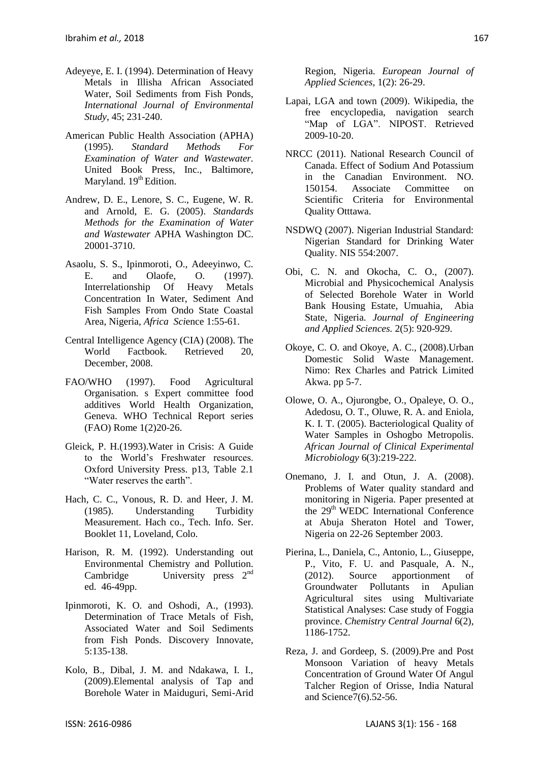Adeyeye, E. I. (1994). Determination of Heavy Metals in Illisha African Associated Water, Soil Sediments from Fish Ponds, *International Journal of Environmental Study*, 45; 231-240.

American Public Health Association (APHA) (1995). *Standard Methods For Examination of Water and Wastewater.* United Book Press, Inc., Baltimore, Maryland. 19th Edition.

Andrew, D. E., Lenore, S. C., Eugene, W. R. and Arnold, E. G. (2005). *Standards Methods for the Examination of Water and Wastewater* APHA Washington DC. 20001-3710.

Asaolu, S. S., Ipinmoroti, O., Adeeyinwo, C. E. and Olaofe, O. (1997). Interrelationship Of Heavy Metals Concentration In Water, Sediment And Fish Samples From Ondo State Coastal Area, Nigeria, *Africa Sci*ence 1:55-61.

Central Intelligence Agency (CIA) (2008). The World Factbook. Retrieved 20, December, 2008.

FAO/WHO (1997). Food Agricultural Organisation. s Expert committee food additives World Health Organization, Geneva. WHO Technical Report series (FAO) Rome 1(2)20-26.

Gleick, P. H.(1993).Water in Crisis: A Guide to the World's Freshwater resources. Oxford University Press. p13, Table 2.1 "Water reserves the earth".

Hach, C. C., Vonous, R. D. and Heer, J. M. (1985). Understanding Turbidity Measurement. Hach co., Tech. Info. Ser. Booklet 11, Loveland, Colo.

Harison, R. M. (1992). Understanding out Environmental Chemistry and Pollution. Cambridge University press 2nd ed. 46-49pp.

Ipinmoroti, K. O. and Oshodi, A., (1993). Determination of Trace Metals of Fish, Associated Water and Soil Sediments from Fish Ponds. Discovery Innovate, 5:135-138.

Kolo, B., Dibal, J. M. and Ndakawa, I. I., (2009).Elemental analysis of Tap and Borehole Water in Maiduguri, Semi-Arid Region, Nigeria. *European Journal of Applied Sciences,* 1(2): 26-29.

Lapai, LGA and town (2009). Wikipedia, the free encyclopedia, navigation search "Map of LGA". NIPOST. Retrieved 2009-10-20.

NRCC (2011). National Research Council of Canada. Effect of Sodium And Potassium in the Canadian Environment. NO. 150154. Associate Committee on Scientific Criteria for Environmental Quality Otttawa.

NSDWQ (2007). Nigerian Industrial Standard: Nigerian Standard for Drinking Water Quality. NIS 554:2007.

Obi, C. N. and Okocha, C. O., (2007). Microbial and Physicochemical Analysis of Selected Borehole Water in World Bank Housing Estate, Umuahia, Abia State, Nigeria. *Journal of Engineering and Applied Sciences.* 2(5): 920-929.

Okoye, C. O. and Okoye, A. C., (2008).Urban Domestic Solid Waste Management. Nimo: Rex Charles and Patrick Limited Akwa. pp 5-7.

Olowe, O. A., Ojurongbe, O., Opaleye, O. O., Adedosu, O. T., Oluwe, R. A. and Eniola, K. I. T. (2005). Bacteriological Quality of Water Samples in Oshogbo Metropolis. *African Journal of Clinical Experimental Microbiology* 6(3):219-222.

Onemano, J. I. and Otun, J. A. (2008). Problems of Water quality standard and monitoring in Nigeria. Paper presented at the 29th WEDC International Conference at Abuja Sheraton Hotel and Tower, Nigeria on 22-26 September 2003.

Pierina, L., Daniela, C., Antonio, L., Giuseppe, P., Vito, F. U. and Pasquale, A. N., (2012). Source apportionment of Groundwater Pollutants in Apulian Agricultural sites using Multivariate Statistical Analyses: Case study of Foggia province. *Chemistry Central Journal* 6(2), 1186-1752.

Reza, J. and Gordeep, S. (2009).Pre and Post Monsoon Variation of heavy Metals Concentration of Ground Water Of Angul Talcher Region of Orisse, India Natural and Science7(6).52-56.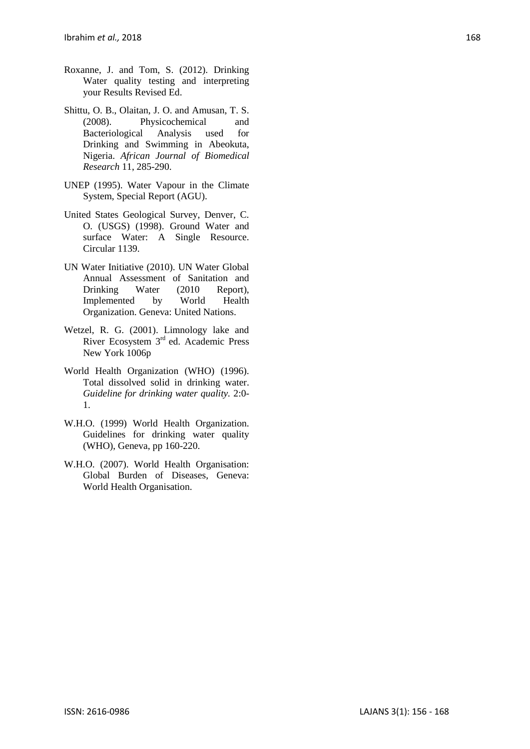Roxanne, J. and Tom, S. (2012). Drinking Water quality testing and interpreting your Results Revised Ed.

Shittu, O. B., Olaitan, J. O. and Amusan, T. S. (2008). Physicochemical and Bacteriological Analysis used for Drinking and Swimming in Abeokuta, Nigeria. *African Journal of Biomedical Research* 11, 285-290.

UNEP (1995). Water Vapour in the Climate System, Special Report (AGU).

United States Geological Survey, Denver, C. O. (USGS) (1998). Ground Water and surface Water: A Single Resource. Circular 1139.

UN Water Initiative (2010). UN Water Global Annual Assessment of Sanitation and Drinking Water (2010 Report), Implemented by World Health Organization. Geneva: United Nations.

Wetzel, R. G. (2001). Limnology lake and River Ecosystem 3rd ed. Academic Press New York 1006p

World Health Organization (WHO) (1996). Total dissolved solid in drinking water. *Guideline for drinking water quality.* 2:0-1.

W.H.O. (1999) World Health Organization. Guidelines for drinking water quality (WHO), Geneva, pp 160-220.

W.H.O. (2007). World Health Organisation: Global Burden of Diseases, Geneva: World Health Organisation.